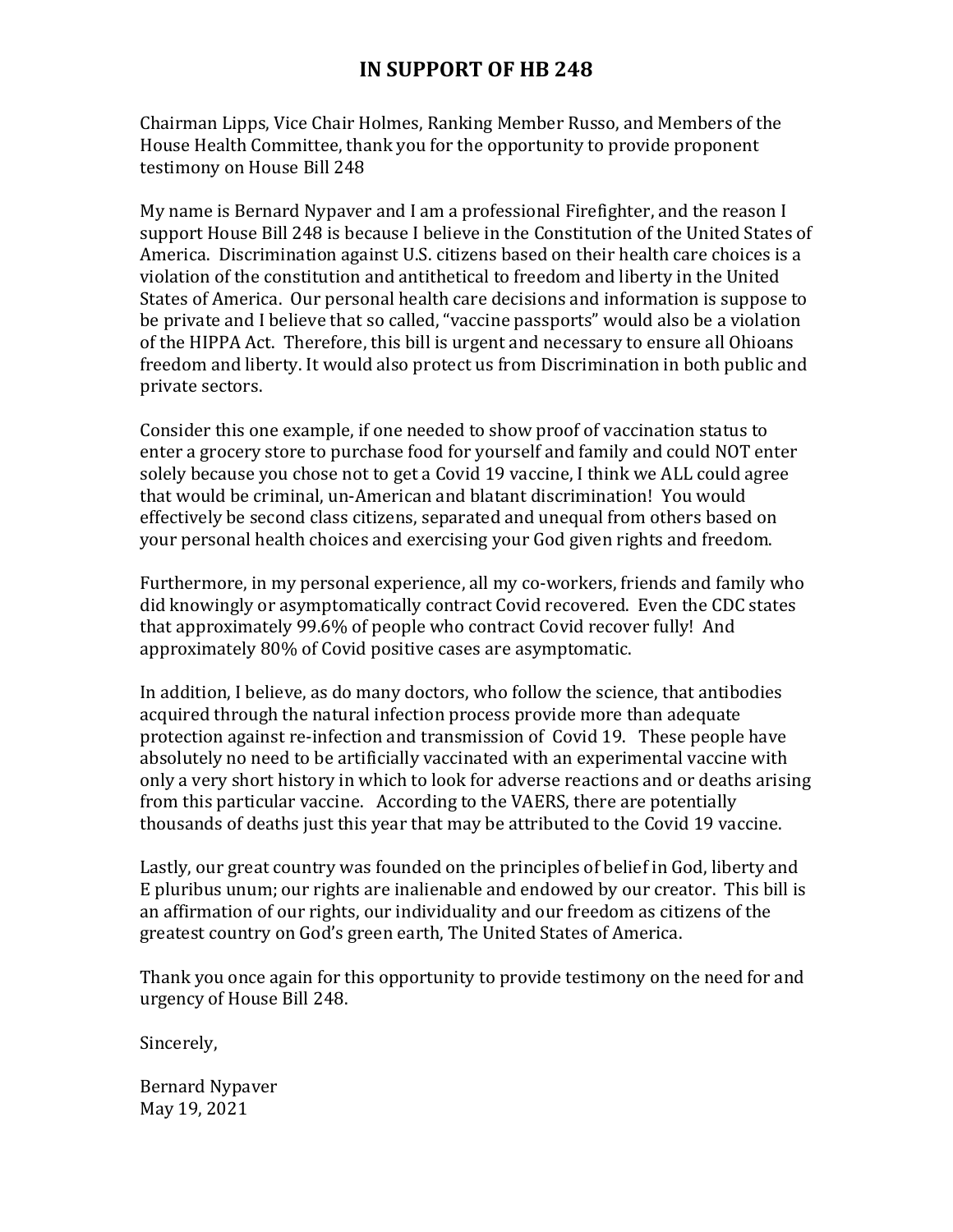# IN SUPPORT OF HB 248

Chairman Lipps, Vice Chair Holmes, Ranking Member Russo, and Members of the House Health Committee, thank you for the opportunity to provide proponent testimony on House Bill 248

My name is Bernard Nypaver and I am a professional Firefighter, and the reason I support House Bill 248 is because I believe in the Constitution of the United States of America. Discrimination against U.S. citizens based on their health care choices is a violation of the constitution and antithetical to freedom and liberty in the United States of America. Our personal health care decisions and information is suppose to be private and I believe that so called, "vaccine passports" would also be a violation of the HIPPA Act. Therefore, this bill is urgent and necessary to ensure all Ohioans freedom and liberty. It would also protect us from Discrimination in both public and private sectors.

Consider this one example, if one needed to show proof of vaccination status to enter a grocery store to purchase food for yourself and family and could NOT enter solely because you chose not to get a Covid 19 vaccine, I think we ALL could agree that would be criminal, un-American and blatant discrimination! You would effectively be second class citizens, separated and unequal from others based on your personal health choices and exercising your God given rights and freedom.

Furthermore, in my personal experience, all my co-workers, friends and family who did knowingly or asymptomatically contract Covid recovered. Even the CDC states that approximately 99.6% of people who contract Covid recover fully! And approximately 80% of Covid positive cases are asymptomatic.

In addition, I believe, as do many doctors, who follow the science, that antibodies acquired through the natural infection process provide more than adequate protection against re-infection and transmission of Covid 19. These people have absolutely no need to be artificially vaccinated with an experimental vaccine with only a very short history in which to look for adverse reactions and or deaths arising from this particular vaccine. According to the VAERS, there are potentially thousands of deaths just this year that may be attributed to the Covid 19 vaccine.

Lastly, our great country was founded on the principles of belief in God, liberty and E pluribus unum; our rights are inalienable and endowed by our creator. This bill is an affirmation of our rights, our individuality and our freedom as citizens of the greatest country on God's green earth, The United States of America.

Thank you once again for this opportunity to provide testimony on the need for and urgency of House Bill 248.

Sincerely,

Bernard Nypaver
May 19, 2021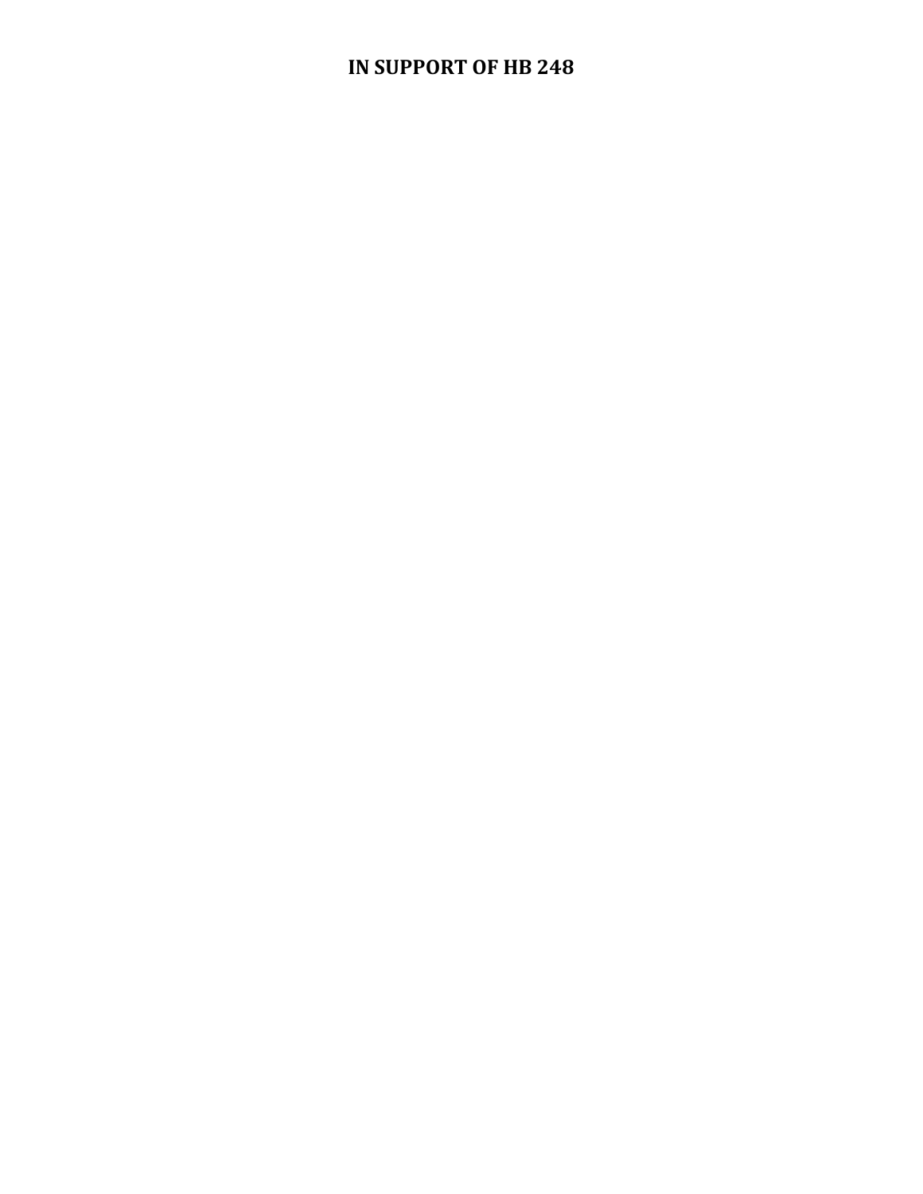**IN SUPPORT OF HB 248**